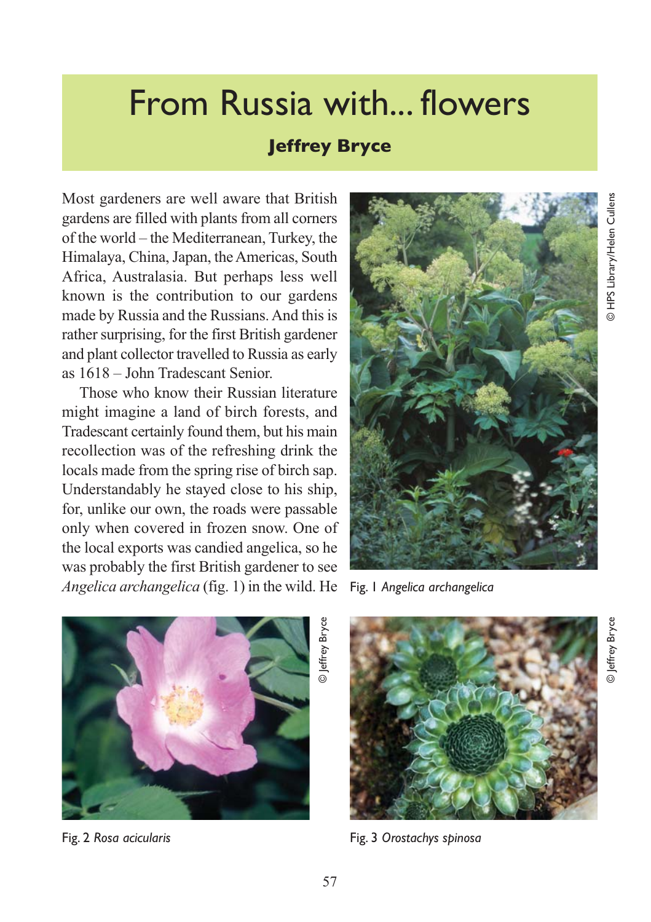# From Russia with... flowers

## Jeffrey Bryce

Most gardeners are well aware that British gardens are filled with plants from all corners of the world – the Mediterranean, Turkey, the Himalaya, China, Japan, the Americas, South Africa, Australasia. But perhaps less well known is the contribution to our gardens made by Russia and the Russians. And this is rather surprising, for the first British gardener and plant collector travelled to Russia as early as 1618 – John Tradescant Senior.

Those who know their Russian literature might imagine a land of birch forests, and Tradescant certainly found them, but his main recollection was of the refreshing drink the locals made from the spring rise of birch sap. Understandably he stayed close to his ship, for, unlike our own, the roads were passable only when covered in frozen snow. One of the local exports was candied angelica, so he was probably the first British gardener to see *Angelica archangelica* (fig. 1) in the wild. He

© HPS Library/Helen Cullens

Fig. 1 *Angelica archangelica*

© Jeffrey Bryce

Fig. 2 *Rosa acicularis*

© Jeffrey Bryce

Fig. 3 *Orostachys spinosa*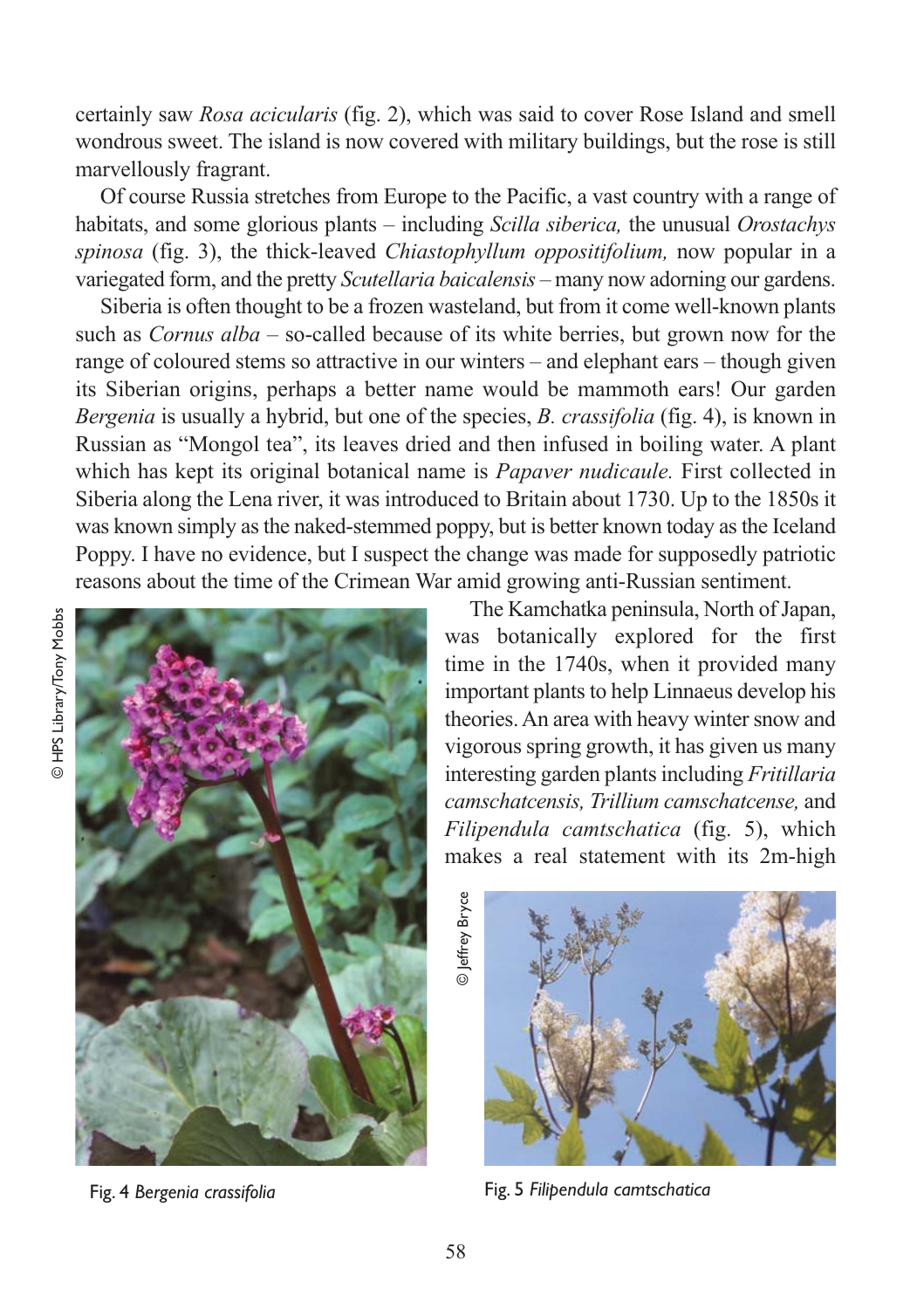certainly saw *Rosa acicularis* (fig. 2), which was said to cover Rose Island and smell wondrous sweet. The island is now covered with military buildings, but the rose is still marvellously fragrant.

Of course Russia stretches from Europe to the Pacific, a vast country with a range of habitats, and some glorious plants – including *Scilla siberica,* the unusual *Orostachys spinosa* (fig. 3), the thick-leaved *Chiastophyllum oppositifolium,* now popular in a variegated form, and the pretty *Scutellaria baicalensis* – many now adorning our gardens.

Siberia is often thought to be a frozen wasteland, but from it come well-known plants such as *Cornus alba* – so-called because of its white berries, but grown now for the range of coloured stems so attractive in our winters – and elephant ears – though given its Siberian origins, perhaps a better name would be mammoth ears! Our garden *Bergenia* is usually a hybrid, but one of the species, *B. crassifolia* (fig. 4), is known in Russian as "Mongol tea", its leaves dried and then infused in boiling water. A plant which has kept its original botanical name is *Papaver nudicaule.* First collected in Siberia along the Lena river, it was introduced to Britain about 1730. Up to the 1850s it was known simply as the naked-stemmed poppy, but is better known today as the Iceland Poppy. I have no evidence, but I suspect the change was made for supposedly patriotic reasons about the time of the Crimean War amid growing anti-Russian sentiment.

The Kamchatka peninsula, North of Japan, was botanically explored for the first time in the 1740s, when it provided many important plants to help Linnaeus develop his theories. An area with heavy winter snow and vigorous spring growth, it has given us many interesting garden plants including *Fritillaria camschatcensis, Trillium camschatcense,* and *Filipendula camtschatica* (fig. 5), which makes a real statement with its 2m-high

© HPS Library/Tony Mobbs

Fig. 4 *Bergenia crassifolia*

© Jeffrey Bryce

Fig. 5 *Filipendula camtschatica*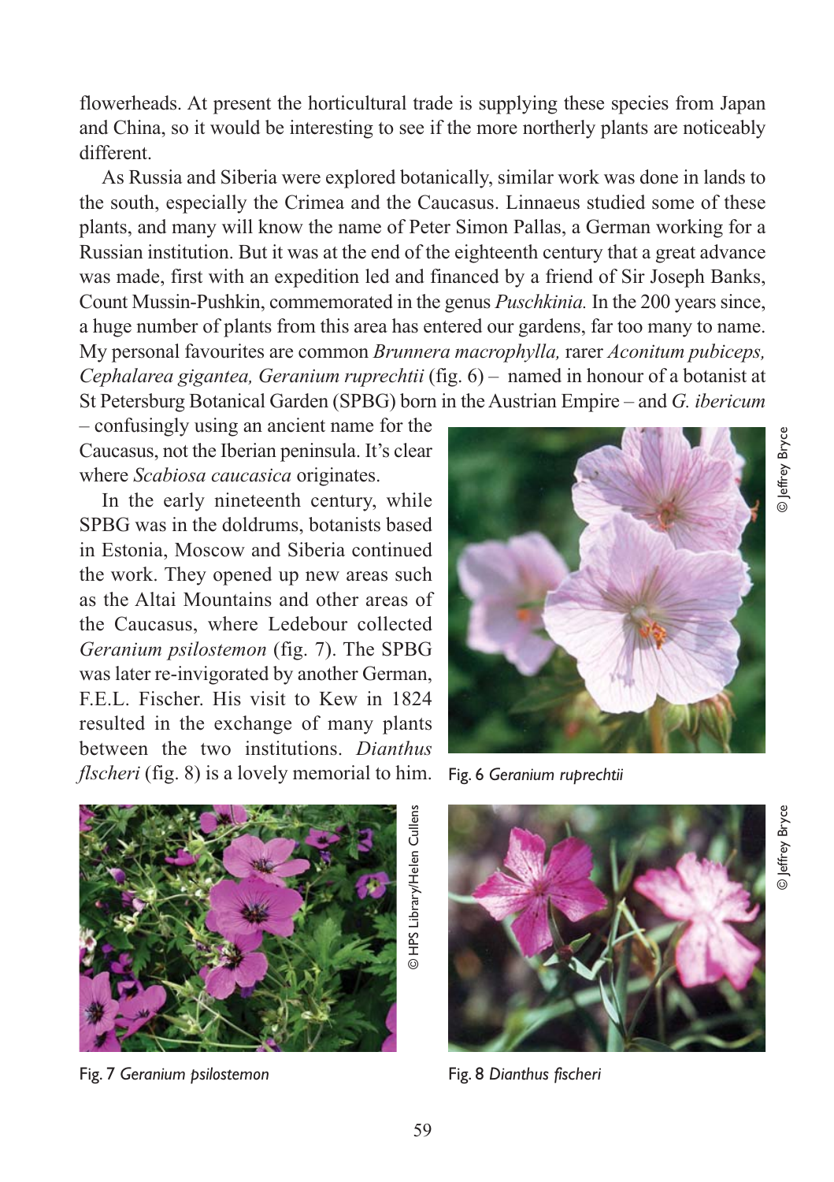flowerheads. At present the horticultural trade is supplying these species from Japan and China, so it would be interesting to see if the more northerly plants are noticeably different.

As Russia and Siberia were explored botanically, similar work was done in lands to the south, especially the Crimea and the Caucasus. Linnaeus studied some of these plants, and many will know the name of Peter Simon Pallas, a German working for a Russian institution. But it was at the end of the eighteenth century that a great advance was made, first with an expedition led and financed by a friend of Sir Joseph Banks, Count Mussin-Pushkin, commemorated in the genus *Puschkinia.* In the 200 years since, a huge number of plants from this area has entered our gardens, far too many to name. My personal favourites are common *Brunnera macrophylla,* rarer *Aconitum pubiceps, Cephalarea gigantea, Geranium ruprechtii* (fig. 6) – named in honour of a botanist at St Petersburg Botanical Garden (SPBG) born in the Austrian Empire – and *G. ibericum* – confusingly using an ancient name for the Caucasus, not the Iberian peninsula. It's clear where *Scabiosa caucasica* originates.

In the early nineteenth century, while SPBG was in the doldrums, botanists based in Estonia, Moscow and Siberia continued the work. They opened up new areas such as the Altai Mountains and other areas of the Caucasus, where Ledebour collected *Geranium psilostemon* (fig. 7). The SPBG was later re-invigorated by another German, F.E.L. Fischer. His visit to Kew in 1824 resulted in the exchange of many plants between the two institutions. *Dianthus fischeri* (fig. 8) is a lovely memorial to him.

© Jeffrey Bryce

Fig. 6 *Geranium ruprechtii*

© HPS Library/Helen Cullens

Fig. 7 *Geranium psilostemon*

© Jeffrey Bryce

Fig. 8 *Dianthus fischeri*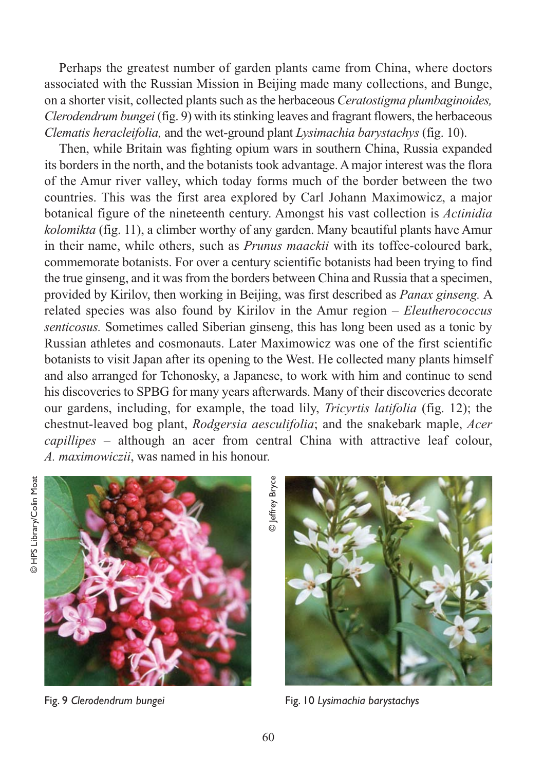Perhaps the greatest number of garden plants came from China, where doctors associated with the Russian Mission in Beijing made many collections, and Bunge, on a shorter visit, collected plants such as the herbaceous *Ceratostigma plumbaginoides, Clerodendrum bungei* (fig. 9) with its stinking leaves and fragrant flowers, the herbaceous *Clematis heracleifolia,* and the wet-ground plant *Lysimachia barystachys* (fig. 10).

Then, while Britain was fighting opium wars in southern China, Russia expanded its borders in the north, and the botanists took advantage. A major interest was the flora of the Amur river valley, which today forms much of the border between the two countries. This was the first area explored by Carl Johann Maximowicz, a major botanical figure of the nineteenth century. Amongst his vast collection is *Actinidia kolomikta* (fig. 11), a climber worthy of any garden. Many beautiful plants have Amur in their name, while others, such as *Prunus maackii* with its toffee-coloured bark, commemorate botanists. For over a century scientific botanists had been trying to find the true ginseng, and it was from the borders between China and Russia that a specimen, provided by Kirilov, then working in Beijing, was first described as *Panax ginseng.* A related species was also found by Kirilov in the Amur region – *Eleutherococcus senticosus.* Sometimes called Siberian ginseng, this has long been used as a tonic by Russian athletes and cosmonauts. Later Maximowicz was one of the first scientific botanists to visit Japan after its opening to the West. He collected many plants himself and also arranged for Tchonosky, a Japanese, to work with him and continue to send his discoveries to SPBG for many years afterwards. Many of their discoveries decorate our gardens, including, for example, the toad lily, *Tricyrtis latifolia* (fig. 12); the chestnut-leaved bog plant, *Rodgersia aesculifolia*; and the snakebark maple, *Acer capillipes* – although an acer from central China with attractive leaf colour, *A. maximowiczii*, was named in his honour.

© HPS Library/Colin Moat

Fig. 9 *Clerodendrum bungei*

© Jeffrey Bryce

Fig. 10 *Lysimachia barystachys*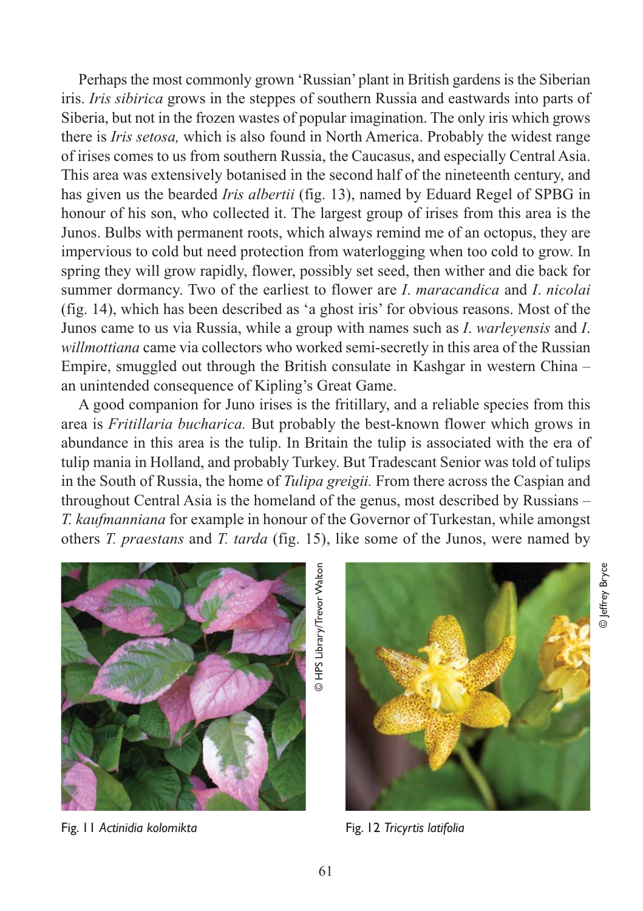Perhaps the most commonly grown 'Russian' plant in British gardens is the Siberian iris. *Iris sibirica* grows in the steppes of southern Russia and eastwards into parts of Siberia, but not in the frozen wastes of popular imagination. The only iris which grows there is *Iris setosa,* which is also found in North America. Probably the widest range of irises comes to us from southern Russia, the Caucasus, and especially Central Asia. This area was extensively botanised in the second half of the nineteenth century, and has given us the bearded *Iris albertii* (fig. 13), named by Eduard Regel of SPBG in honour of his son, who collected it. The largest group of irises from this area is the Junos. Bulbs with permanent roots, which always remind me of an octopus, they are impervious to cold but need protection from waterlogging when too cold to grow. In spring they will grow rapidly, flower, possibly set seed, then wither and die back for summer dormancy. Two of the earliest to flower are *I. maracandica* and *I. nicolai* (fig. 14), which has been described as 'a ghost iris' for obvious reasons. Most of the Junos came to us via Russia, while a group with names such as *I. warleyensis* and *I. willmottiana* came via collectors who worked semi-secretly in this area of the Russian Empire, smuggled out through the British consulate in Kashgar in western China – an unintended consequence of Kipling's Great Game.

A good companion for Juno irises is the fritillary, and a reliable species from this area is *Fritillaria bucharica.* But probably the best-known flower which grows in abundance in this area is the tulip. In Britain the tulip is associated with the era of tulip mania in Holland, and probably Turkey. But Tradescant Senior was told of tulips in the South of Russia, the home of *Tulipa greigii.* From there across the Caspian and throughout Central Asia is the homeland of the genus, most described by Russians – *T. kaufmanniana* for example in honour of the Governor of Turkestan, while amongst others *T. praestans* and *T. tarda* (fig. 15), like some of the Junos, were named by

© HPS Library/Trevor Walton

Fig. 11 *Actinidia kolomikta*

© Jeffrey Bryce

Fig. 12 *Tricyrtis latifolia*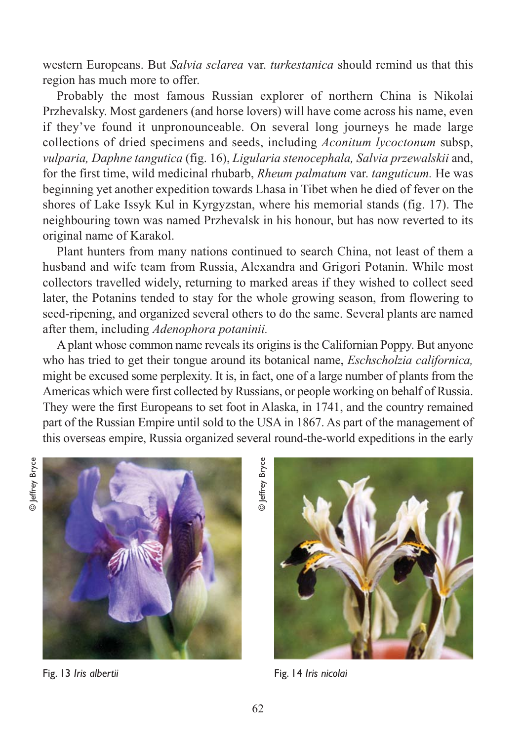western Europeans. But *Salvia sclarea* var. *turkestanica* should remind us that this region has much more to offer.

Probably the most famous Russian explorer of northern China is Nikolai Przhevalsky. Most gardeners (and horse lovers) will have come across his name, even if they've found it unpronounceable. On several long journeys he made large collections of dried specimens and seeds, including *Aconitum lycoctonum* subsp, *vulparia, Daphne tangutica* (fig. 16), *Ligularia stenocephala, Salvia przewalskii* and, for the first time, wild medicinal rhubarb, *Rheum palmatum* var. *tanguticum.* He was beginning yet another expedition towards Lhasa in Tibet when he died of fever on the shores of Lake Issyk Kul in Kyrgyzstan, where his memorial stands (fig. 17). The neighbouring town was named Przhevalsk in his honour, but has now reverted to its original name of Karakol.

Plant hunters from many nations continued to search China, not least of them a husband and wife team from Russia, Alexandra and Grigori Potanin. While most collectors travelled widely, returning to marked areas if they wished to collect seed later, the Potanins tended to stay for the whole growing season, from flowering to seed-ripening, and organized several others to do the same. Several plants are named after them, including *Adenophora potaninii.*

A plant whose common name reveals its origins is the Californian Poppy. But anyone who has tried to get their tongue around its botanical name, *Eschscholzia californica,* might be excused some perplexity. It is, in fact, one of a large number of plants from the Americas which were first collected by Russians, or people working on behalf of Russia. They were the first Europeans to set foot in Alaska, in 1741, and the country remained part of the Russian Empire until sold to the USA in 1867. As part of the management of this overseas empire, Russia organized several round-the-world expeditions in the early

© Jeffrey Bryce

Fig. 13 *Iris albertii*

© Jeffrey Bryce

Fig. 14 *Iris nicolai*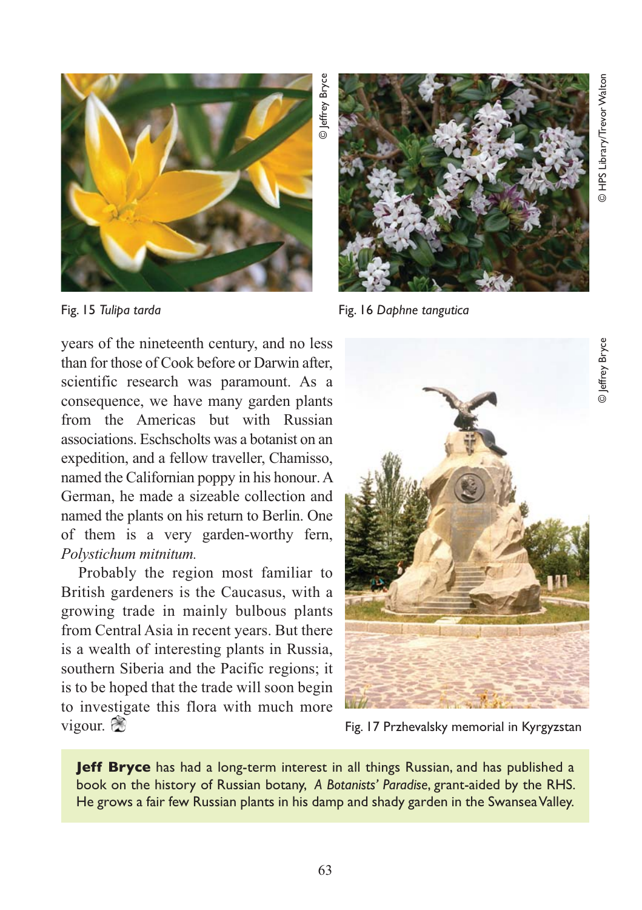Fig. 15 *Tulipa tarda*

Fig. 16 *Daphne tangutica*

years of the nineteenth century, and no less than for those of Cook before or Darwin after, scientific research was paramount. As a consequence, we have many garden plants from the Americas but with Russian associations. Eschscholts was a botanist on an expedition, and a fellow traveller, Chamisso, named the Californian poppy in his honour. A German, he made a sizeable collection and named the plants on his return to Berlin. One of them is a very garden-worthy fern, *Polystichum mitnitum.*

Probably the region most familiar to British gardeners is the Caucasus, with a growing trade in mainly bulbous plants from Central Asia in recent years. But there is a wealth of interesting plants in Russia, southern Siberia and the Pacific regions; it is to be hoped that the trade will soon begin to investigate this flora with much more vigour.

Fig. 17 Przhevalsky memorial in Kyrgyzstan

**Jeff Bryce** has had a long-term interest in all things Russian, and has published a book on the history of Russian botany, *A Botanists' Paradise*, grant-aided by the RHS. He grows a fair few Russian plants in his damp and shady garden in the Swansea Valley.